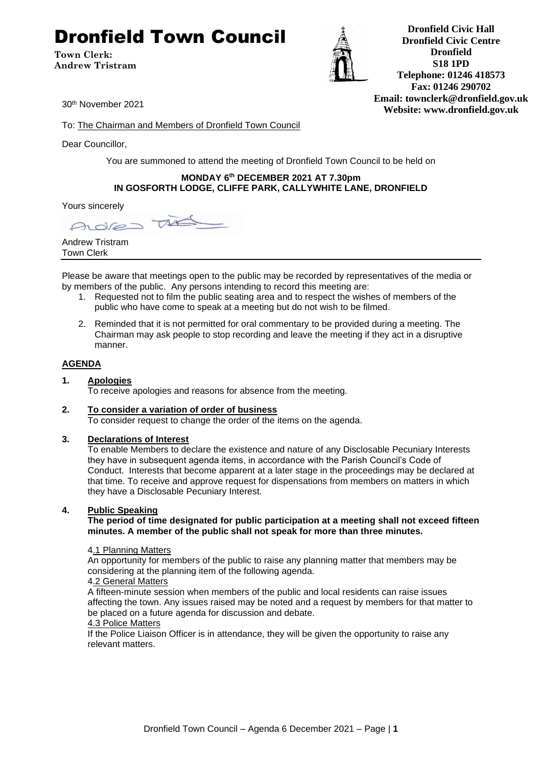# Dronfield Town Council

**Town Clerk:**
**Andrew Tristram**

**Dronfield Civic Hall**
**Dronfield Civic Centre**
**Dronfield**
**S18 1PD**
**Telephone: 01246 418573**
**Fax: 01246 290702**
**Email: townclerk@dronfield.gov.uk**
**Website: www.dronfield.gov.uk**

30th November 2021

To: The Chairman and Members of Dronfield Town Council

Dear Councillor,

You are summoned to attend the meeting of Dronfield Town Council to be held on

**MONDAY 6th DECEMBER 2021 AT 7.30pm**
**IN GOSFORTH LODGE, CLIFFE PARK, CALLYWHITE LANE, DRONFIELD**

Yours sincerely

Andrew Tristram
Town Clerk

---

Please be aware that meetings open to the public may be recorded by representatives of the media or by members of the public. Any persons intending to record this meeting are:

1. Requested not to film the public seating area and to respect the wishes of members of the public who have come to speak at a meeting but do not wish to be filmed.
2. Reminded that it is not permitted for oral commentary to be provided during a meeting. The Chairman may ask people to stop recording and leave the meeting if they act in a disruptive manner.

## AGENDA

**1. Apologies**

To receive apologies and reasons for absence from the meeting.

**2. To consider a variation of order of business**

To consider request to change the order of the items on the agenda.

**3. Declarations of Interest**

To enable Members to declare the existence and nature of any Disclosable Pecuniary Interests they have in subsequent agenda items, in accordance with the Parish Council's Code of Conduct. Interests that become apparent at a later stage in the proceedings may be declared at that time. To receive and approve request for dispensations from members on matters in which they have a Disclosable Pecuniary Interest.

**4. Public Speaking**

**The period of time designated for public participation at a meeting shall not exceed fifteen minutes. A member of the public shall not speak for more than three minutes.**

4.1 Planning Matters

An opportunity for members of the public to raise any planning matter that members may be considering at the planning item of the following agenda.

4.2 General Matters

A fifteen-minute session when members of the public and local residents can raise issues affecting the town. Any issues raised may be noted and a request by members for that matter to be placed on a future agenda for discussion and debate.

4.3 Police Matters

If the Police Liaison Officer is in attendance, they will be given the opportunity to raise any relevant matters.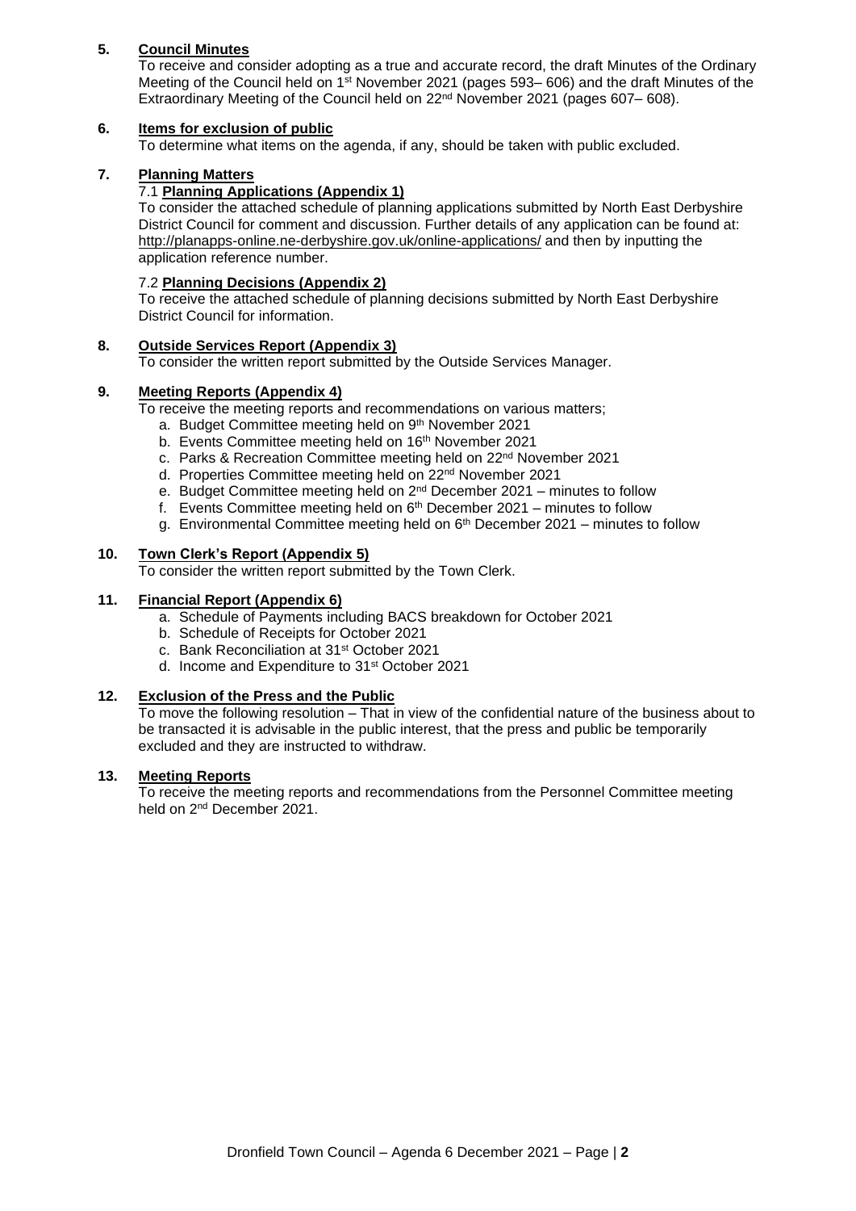**5. Council Minutes**

To receive and consider adopting as a true and accurate record, the draft Minutes of the Ordinary Meeting of the Council held on 1st November 2021 (pages 593– 606) and the draft Minutes of the Extraordinary Meeting of the Council held on 22nd November 2021 (pages 607– 608).

**6. Items for exclusion of public**

To determine what items on the agenda, if any, should be taken with public excluded.

**7. Planning Matters**

7.1 **Planning Applications (Appendix 1)**

To consider the attached schedule of planning applications submitted by North East Derbyshire District Council for comment and discussion. Further details of any application can be found at: http://planapps-online.ne-derbyshire.gov.uk/online-applications/ and then by inputting the application reference number.

7.2 **Planning Decisions (Appendix 2)**

To receive the attached schedule of planning decisions submitted by North East Derbyshire District Council for information.

**8. Outside Services Report (Appendix 3)**

To consider the written report submitted by the Outside Services Manager.

**9. Meeting Reports (Appendix 4)**

To receive the meeting reports and recommendations on various matters;

a. Budget Committee meeting held on 9th November 2021
b. Events Committee meeting held on 16th November 2021
c. Parks & Recreation Committee meeting held on 22nd November 2021
d. Properties Committee meeting held on 22nd November 2021
e. Budget Committee meeting held on 2nd December 2021 – minutes to follow
f. Events Committee meeting held on 6th December 2021 – minutes to follow
g. Environmental Committee meeting held on 6th December 2021 – minutes to follow

**10. Town Clerk's Report (Appendix 5)**

To consider the written report submitted by the Town Clerk.

**11. Financial Report (Appendix 6)**

a. Schedule of Payments including BACS breakdown for October 2021
b. Schedule of Receipts for October 2021
c. Bank Reconciliation at 31st October 2021
d. Income and Expenditure to 31st October 2021

**12. Exclusion of the Press and the Public**

To move the following resolution – That in view of the confidential nature of the business about to be transacted it is advisable in the public interest, that the press and public be temporarily excluded and they are instructed to withdraw.

**13. Meeting Reports**

To receive the meeting reports and recommendations from the Personnel Committee meeting held on 2nd December 2021.